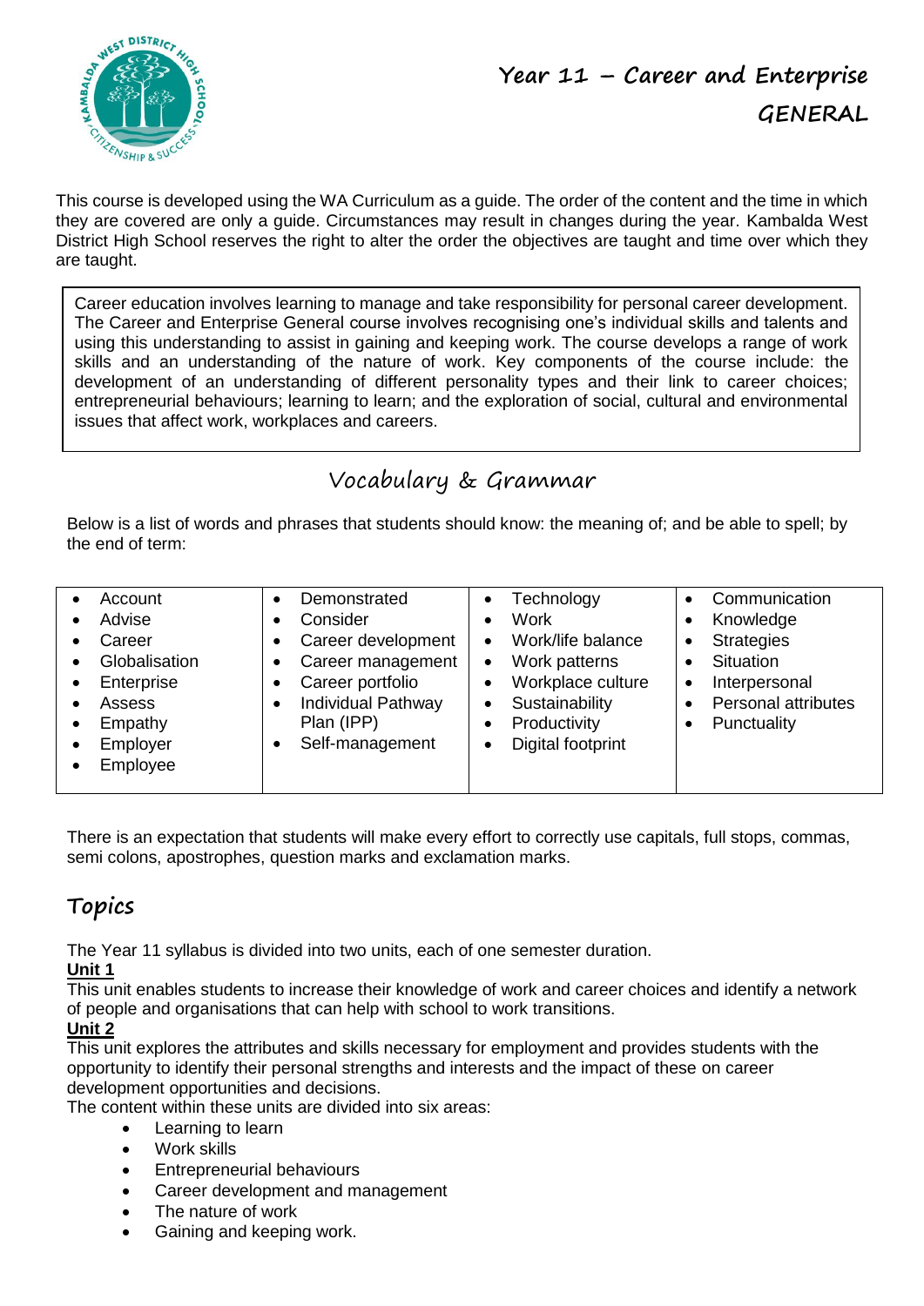# Year 11 – Career and Enterprise GENERAL

This course is developed using the WA Curriculum as a guide. The order of the content and the time in which they are covered are only a guide. Circumstances may result in changes during the year. Kambalda West District High School reserves the right to alter the order the objectives are taught and time over which they are taught.

Career education involves learning to manage and take responsibility for personal career development. The Career and Enterprise General course involves recognising one's individual skills and talents and using this understanding to assist in gaining and keeping work. The course develops a range of work skills and an understanding of the nature of work. Key components of the course include: the development of an understanding of different personality types and their link to career choices; entrepreneurial behaviours; learning to learn; and the exploration of social, cultural and environmental issues that affect work, workplaces and careers.

## Vocabulary & Grammar

Below is a list of words and phrases that students should know: the meaning of; and be able to spell; by the end of term:

| | | | |
|---|---|---|---|
| • Account<br>• Advise<br>• Career<br>• Globalisation<br>• Enterprise<br>• Assess<br>• Empathy<br>• Employer<br>• Employee | • Demonstrated<br>• Consider<br>• Career development<br>• Career management<br>• Career portfolio<br>• Individual Pathway Plan (IPP)<br>• Self-management | • Technology<br>• Work<br>• Work/life balance<br>• Work patterns<br>• Workplace culture<br>• Sustainability<br>• Productivity<br>• Digital footprint | • Communication<br>• Knowledge<br>• Strategies<br>• Situation<br>• Interpersonal<br>• Personal attributes<br>• Punctuality |

There is an expectation that students will make every effort to correctly use capitals, full stops, commas, semi colons, apostrophes, question marks and exclamation marks.

## Topics

The Year 11 syllabus is divided into two units, each of one semester duration.

**Unit 1**

This unit enables students to increase their knowledge of work and career choices and identify a network of people and organisations that can help with school to work transitions.

**Unit 2**

This unit explores the attributes and skills necessary for employment and provides students with the opportunity to identify their personal strengths and interests and the impact of these on career development opportunities and decisions.

The content within these units are divided into six areas:

- Learning to learn
- Work skills
- Entrepreneurial behaviours
- Career development and management
- The nature of work
- Gaining and keeping work.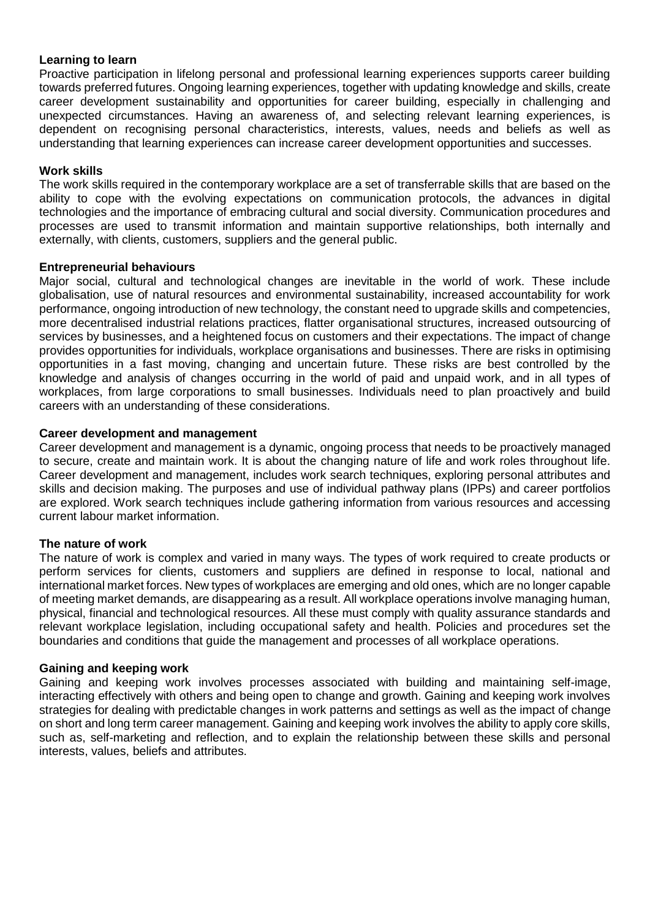### Learning to learn

Proactive participation in lifelong personal and professional learning experiences supports career building towards preferred futures. Ongoing learning experiences, together with updating knowledge and skills, create career development sustainability and opportunities for career building, especially in challenging and unexpected circumstances. Having an awareness of, and selecting relevant learning experiences, is dependent on recognising personal characteristics, interests, values, needs and beliefs as well as understanding that learning experiences can increase career development opportunities and successes.

### Work skills

The work skills required in the contemporary workplace are a set of transferrable skills that are based on the ability to cope with the evolving expectations on communication protocols, the advances in digital technologies and the importance of embracing cultural and social diversity. Communication procedures and processes are used to transmit information and maintain supportive relationships, both internally and externally, with clients, customers, suppliers and the general public.

### Entrepreneurial behaviours

Major social, cultural and technological changes are inevitable in the world of work. These include globalisation, use of natural resources and environmental sustainability, increased accountability for work performance, ongoing introduction of new technology, the constant need to upgrade skills and competencies, more decentralised industrial relations practices, flatter organisational structures, increased outsourcing of services by businesses, and a heightened focus on customers and their expectations. The impact of change provides opportunities for individuals, workplace organisations and businesses. There are risks in optimising opportunities in a fast moving, changing and uncertain future. These risks are best controlled by the knowledge and analysis of changes occurring in the world of paid and unpaid work, and in all types of workplaces, from large corporations to small businesses. Individuals need to plan proactively and build careers with an understanding of these considerations.

### Career development and management

Career development and management is a dynamic, ongoing process that needs to be proactively managed to secure, create and maintain work. It is about the changing nature of life and work roles throughout life. Career development and management, includes work search techniques, exploring personal attributes and skills and decision making. The purposes and use of individual pathway plans (IPPs) and career portfolios are explored. Work search techniques include gathering information from various resources and accessing current labour market information.

### The nature of work

The nature of work is complex and varied in many ways. The types of work required to create products or perform services for clients, customers and suppliers are defined in response to local, national and international market forces. New types of workplaces are emerging and old ones, which are no longer capable of meeting market demands, are disappearing as a result. All workplace operations involve managing human, physical, financial and technological resources. All these must comply with quality assurance standards and relevant workplace legislation, including occupational safety and health. Policies and procedures set the boundaries and conditions that guide the management and processes of all workplace operations.

### Gaining and keeping work

Gaining and keeping work involves processes associated with building and maintaining self-image, interacting effectively with others and being open to change and growth. Gaining and keeping work involves strategies for dealing with predictable changes in work patterns and settings as well as the impact of change on short and long term career management. Gaining and keeping work involves the ability to apply core skills, such as, self-marketing and reflection, and to explain the relationship between these skills and personal interests, values, beliefs and attributes.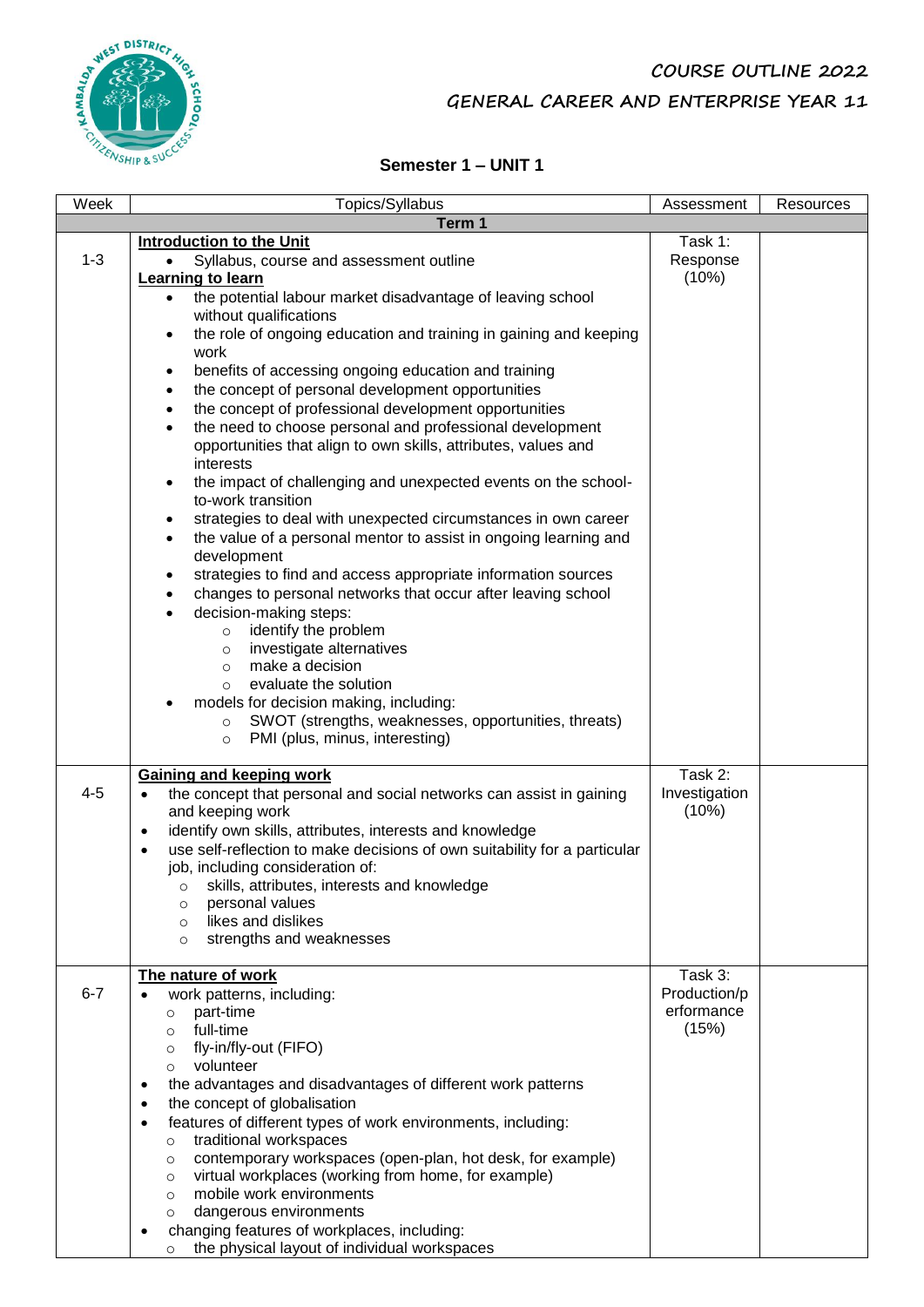# COURSE OUTLINE 2022

## GENERAL CAREER AND ENTERPRISE YEAR 11

### Semester 1 – UNIT 1

| Week | Topics/Syllabus | Assessment | Resources |
|---|---|---|---|
| **Term 1** | | | |
| 1-3 | **Introduction to the Unit**<br>• Syllabus, course and assessment outline<br>**Learning to learn**<br>• the potential labour market disadvantage of leaving school without qualifications<br>• the role of ongoing education and training in gaining and keeping work<br>• benefits of accessing ongoing education and training<br>• the concept of personal development opportunities<br>• the concept of professional development opportunities<br>• the need to choose personal and professional development opportunities that align to own skills, attributes, values and interests<br>• the impact of challenging and unexpected events on the school-to-work transition<br>• strategies to deal with unexpected circumstances in own career<br>• the value of a personal mentor to assist in ongoing learning and development<br>• strategies to find and access appropriate information sources<br>• changes to personal networks that occur after leaving school<br>• decision-making steps:<br>○ identify the problem<br>○ investigate alternatives<br>○ make a decision<br>○ evaluate the solution<br>• models for decision making, including:<br>○ SWOT (strengths, weaknesses, opportunities, threats)<br>○ PMI (plus, minus, interesting) | Task 1: Response (10%) | |
| 4-5 | **Gaining and keeping work**<br>• the concept that personal and social networks can assist in gaining and keeping work<br>• identify own skills, attributes, interests and knowledge<br>• use self-reflection to make decisions of own suitability for a particular job, including consideration of:<br>○ skills, attributes, interests and knowledge<br>○ personal values<br>○ likes and dislikes<br>○ strengths and weaknesses | Task 2: Investigation (10%) | |
| 6-7 | **The nature of work**<br>• work patterns, including:<br>○ part-time<br>○ full-time<br>○ fly-in/fly-out (FIFO)<br>○ volunteer<br>• the advantages and disadvantages of different work patterns<br>• the concept of globalisation<br>• features of different types of work environments, including:<br>○ traditional workspaces<br>○ contemporary workspaces (open-plan, hot desk, for example)<br>○ virtual workplaces (working from home, for example)<br>○ mobile work environments<br>○ dangerous environments<br>• changing features of workplaces, including:<br>○ the physical layout of individual workspaces | Task 3: Production/performance (15%) | |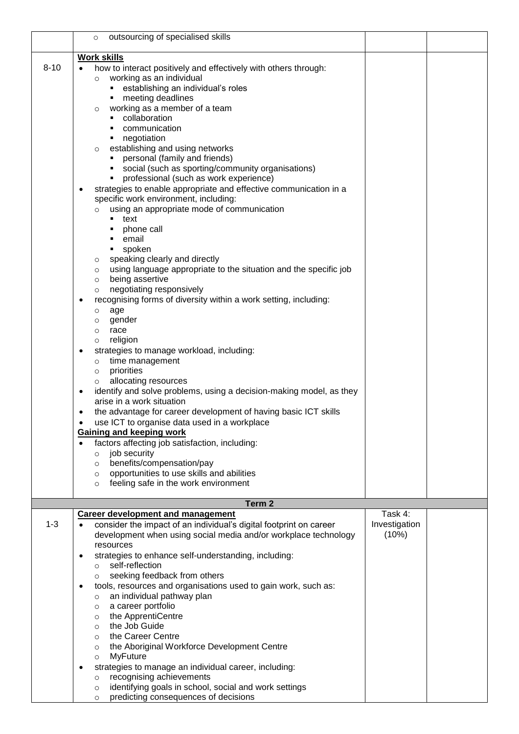| | | | |
|---|---|---|---|
| | ◦ outsourcing of specialised skills | | |
| 8-10 | **Work skills**<br>• how to interact positively and effectively with others through:<br>◦ working as an individual<br>▪ establishing an individual's roles<br>▪ meeting deadlines<br>◦ working as a member of a team<br>▪ collaboration<br>▪ communication<br>▪ negotiation<br>◦ establishing and using networks<br>▪ personal (family and friends)<br>▪ social (such as sporting/community organisations)<br>▪ professional (such as work experience)<br>• strategies to enable appropriate and effective communication in a specific work environment, including:<br>◦ using an appropriate mode of communication<br>▪ text<br>▪ phone call<br>▪ email<br>▪ spoken<br>◦ speaking clearly and directly<br>◦ using language appropriate to the situation and the specific job<br>◦ being assertive<br>◦ negotiating responsively<br>• recognising forms of diversity within a work setting, including:<br>◦ age<br>◦ gender<br>◦ race<br>◦ religion<br>• strategies to manage workload, including:<br>◦ time management<br>◦ priorities<br>◦ allocating resources<br>• identify and solve problems, using a decision-making model, as they arise in a work situation<br>• the advantage for career development of having basic ICT skills<br>• use ICT to organise data used in a workplace<br>**Gaining and keeping work**<br>• factors affecting job satisfaction, including:<br>◦ job security<br>◦ benefits/compensation/pay<br>◦ opportunities to use skills and abilities<br>◦ feeling safe in the work environment | | |
| | **Term 2** | | |
| 1-3 | **Career development and management**<br>• consider the impact of an individual's digital footprint on career development when using social media and/or workplace technology resources<br>• strategies to enhance self-understanding, including:<br>◦ self-reflection<br>◦ seeking feedback from others<br>• tools, resources and organisations used to gain work, such as:<br>◦ an individual pathway plan<br>◦ a career portfolio<br>◦ the ApprentiCentre<br>◦ the Job Guide<br>◦ the Career Centre<br>◦ the Aboriginal Workforce Development Centre<br>◦ MyFuture<br>• strategies to manage an individual career, including:<br>◦ recognising achievements<br>◦ identifying goals in school, social and work settings<br>◦ predicting consequences of decisions | Task 4: Investigation (10%) | |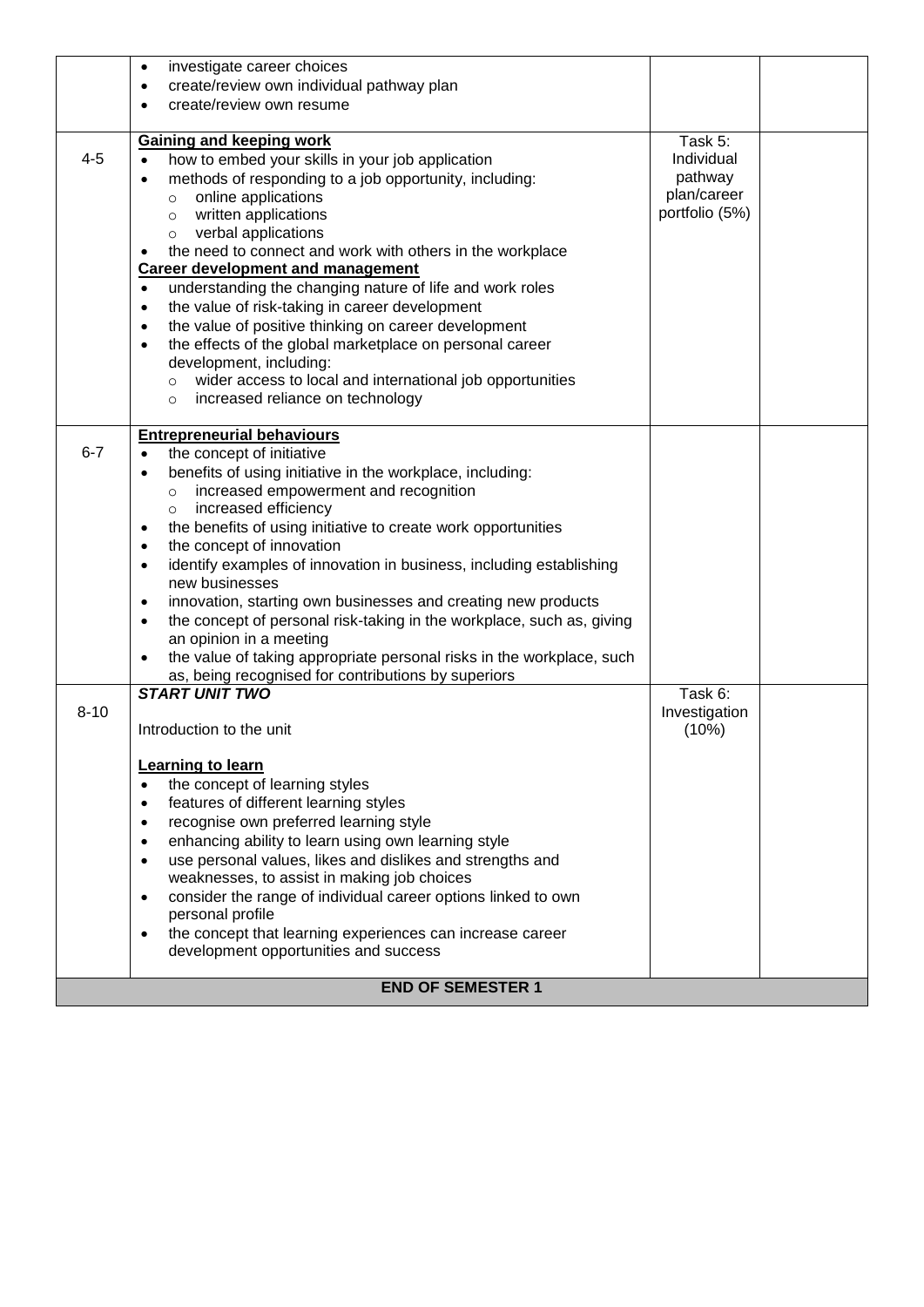| | | | |
|---|---|---|---|
| | • investigate career choices<br>• create/review own individual pathway plan<br>• create/review own resume | | |
| 4-5 | **Gaining and keeping work**<br>• how to embed your skills in your job application<br>• methods of responding to a job opportunity, including:<br>  ○ online applications<br>  ○ written applications<br>  ○ verbal applications<br>• the need to connect and work with others in the workplace<br>**Career development and management**<br>• understanding the changing nature of life and work roles<br>• the value of risk-taking in career development<br>• the value of positive thinking on career development<br>• the effects of the global marketplace on personal career development, including:<br>  ○ wider access to local and international job opportunities<br>  ○ increased reliance on technology | Task 5: Individual pathway plan/career portfolio (5%) | |
| 6-7 | **Entrepreneurial behaviours**<br>• the concept of initiative<br>• benefits of using initiative in the workplace, including:<br>  ○ increased empowerment and recognition<br>  ○ increased efficiency<br>• the benefits of using initiative to create work opportunities<br>• the concept of innovation<br>• identify examples of innovation in business, including establishing new businesses<br>• innovation, starting own businesses and creating new products<br>• the concept of personal risk-taking in the workplace, such as, giving an opinion in a meeting<br>• the value of taking appropriate personal risks in the workplace, such as, being recognised for contributions by superiors | | |
| 8-10 | ***START UNIT TWO***<br><br>Introduction to the unit<br><br>**Learning to learn**<br>• the concept of learning styles<br>• features of different learning styles<br>• recognise own preferred learning style<br>• enhancing ability to learn using own learning style<br>• use personal values, likes and dislikes and strengths and weaknesses, to assist in making job choices<br>• consider the range of individual career options linked to own personal profile<br>• the concept that learning experiences can increase career development opportunities and success | Task 6: Investigation (10%) | |
| | **END OF SEMESTER 1** | | |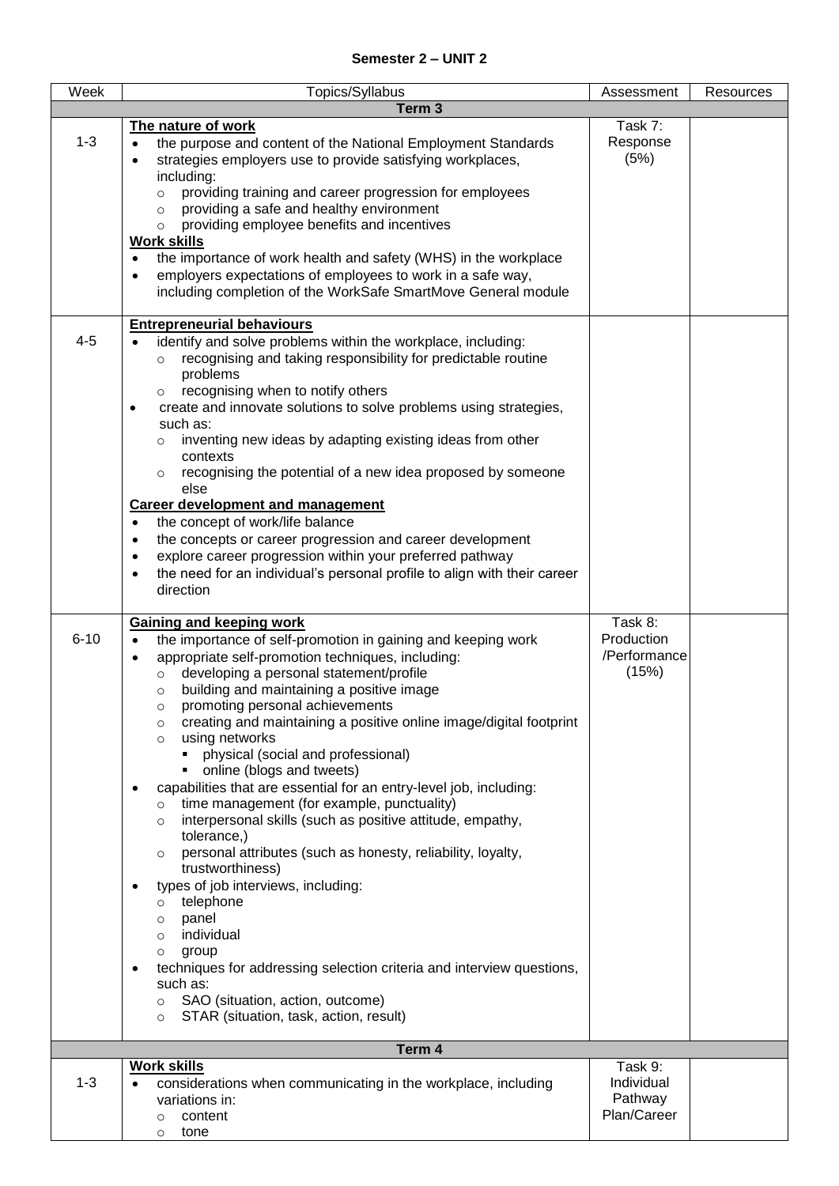**Semester 2 – UNIT 2**

| Week | Topics/Syllabus | Assessment | Resources |
|---|---|---|---|
| **Term 3** | | | |
| 1-3 | **<u>The nature of work</u>**<br>• the purpose and content of the National Employment Standards<br>• strategies employers use to provide satisfying workplaces, including:<br>  ○ providing training and career progression for employees<br>  ○ providing a safe and healthy environment<br>  ○ providing employee benefits and incentives<br>**<u>Work skills</u>**<br>• the importance of work health and safety (WHS) in the workplace<br>• employers expectations of employees to work in a safe way, including completion of the WorkSafe SmartMove General module | Task 7: Response (5%) | |
| 4-5 | **<u>Entrepreneurial behaviours</u>**<br>• identify and solve problems within the workplace, including:<br>  ○ recognising and taking responsibility for predictable routine problems<br>  ○ recognising when to notify others<br>• create and innovate solutions to solve problems using strategies, such as:<br>  ○ inventing new ideas by adapting existing ideas from other contexts<br>  ○ recognising the potential of a new idea proposed by someone else<br>**<u>Career development and management</u>**<br>• the concept of work/life balance<br>• the concepts or career progression and career development<br>• explore career progression within your preferred pathway<br>• the need for an individual's personal profile to align with their career direction | | |
| 6-10 | **<u>Gaining and keeping work</u>**<br>• the importance of self-promotion in gaining and keeping work<br>• appropriate self-promotion techniques, including:<br>  ○ developing a personal statement/profile<br>  ○ building and maintaining a positive image<br>  ○ promoting personal achievements<br>  ○ creating and maintaining a positive online image/digital footprint<br>  ○ using networks<br>    ▪ physical (social and professional)<br>    ▪ online (blogs and tweets)<br>• capabilities that are essential for an entry-level job, including:<br>  ○ time management (for example, punctuality)<br>  ○ interpersonal skills (such as positive attitude, empathy, tolerance,)<br>  ○ personal attributes (such as honesty, reliability, loyalty, trustworthiness)<br>• types of job interviews, including:<br>  ○ telephone<br>  ○ panel<br>  ○ individual<br>  ○ group<br>• techniques for addressing selection criteria and interview questions, such as:<br>  ○ SAO (situation, action, outcome)<br>  ○ STAR (situation, task, action, result) | Task 8: Production /Performance (15%) | |
| **Term 4** | | | |
| 1-3 | **<u>Work skills</u>**<br>• considerations when communicating in the workplace, including variations in:<br>  ○ content<br>  ○ tone | Task 9: Individual Pathway Plan/Career | |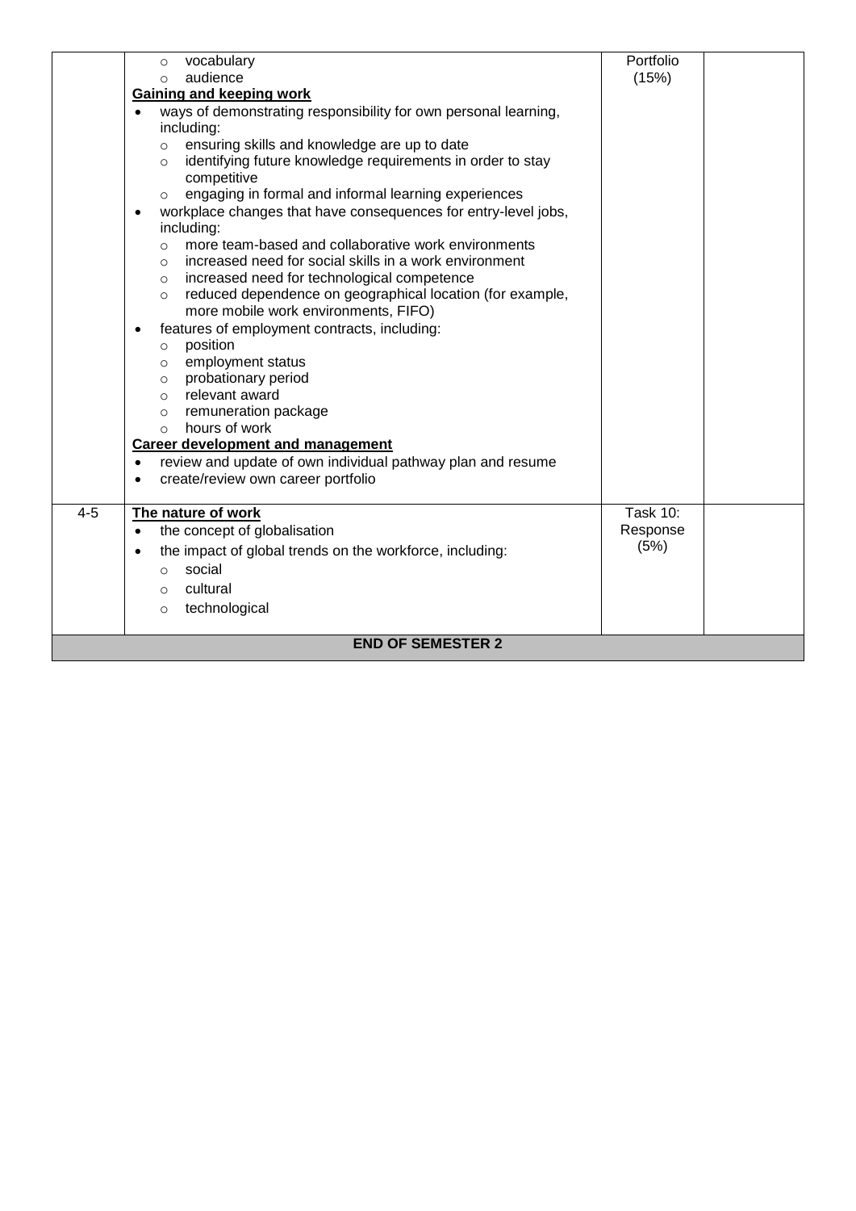| | | | |
|---|---|---|---|
| | ○ vocabulary<br>○ audience<br>**Gaining and keeping work**<br>• ways of demonstrating responsibility for own personal learning, including:<br>○ ensuring skills and knowledge are up to date<br>○ identifying future knowledge requirements in order to stay competitive<br>○ engaging in formal and informal learning experiences<br>• workplace changes that have consequences for entry-level jobs, including:<br>○ more team-based and collaborative work environments<br>○ increased need for social skills in a work environment<br>○ increased need for technological competence<br>○ reduced dependence on geographical location (for example, more mobile work environments, FIFO)<br>• features of employment contracts, including:<br>○ position<br>○ employment status<br>○ probationary period<br>○ relevant award<br>○ remuneration package<br>○ hours of work<br>**Career development and management**<br>• review and update of own individual pathway plan and resume<br>• create/review own career portfolio | Portfolio (15%) | |
| 4-5 | **The nature of work**<br>• the concept of globalisation<br>• the impact of global trends on the workforce, including:<br>○ social<br>○ cultural<br>○ technological | Task 10: Response (5%) | |
| **END OF SEMESTER 2** | | | |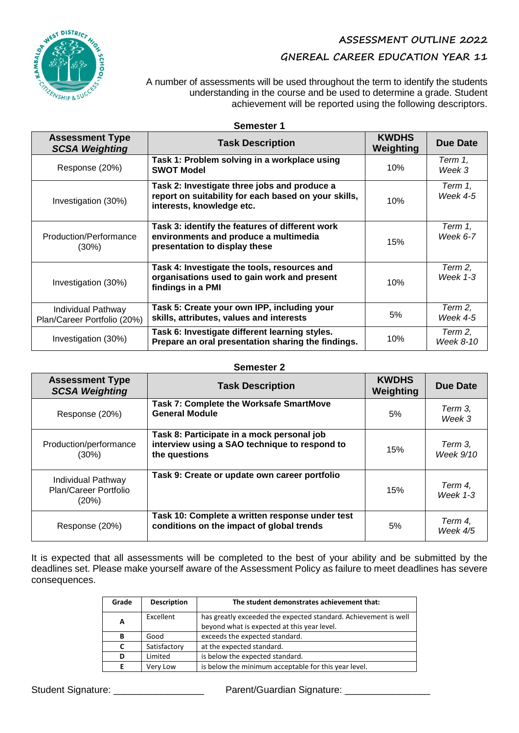# ASSESSMENT OUTLINE 2022

## GNEREAL CAREER EDUCATION YEAR 11

A number of assessments will be used throughout the term to identify the students understanding in the course and be used to determine a grade. Student achievement will be reported using the following descriptors.

**Semester 1**

| **Assessment Type** ***SCSA Weighting*** | **Task Description** | **KWDHS Weighting** | **Due Date** |
|---|---|---|---|
| Response (20%) | **Task 1: Problem solving in a workplace using SWOT Model** | 10% | *Term 1, Week 3* |
| Investigation (30%) | **Task 2: Investigate three jobs and produce a report on suitability for each based on your skills, interests, knowledge etc.** | 10% | *Term 1, Week 4-5* |
| Production/Performance (30%) | **Task 3: identify the features of different work environments and produce a multimedia presentation to display these** | 15% | *Term 1, Week 6-7* |
| Investigation (30%) | **Task 4: Investigate the tools, resources and organisations used to gain work and present findings in a PMI** | 10% | *Term 2, Week 1-3* |
| Individual Pathway Plan/Career Portfolio (20%) | **Task 5: Create your own IPP, including your skills, attributes, values and interests** | 5% | *Term 2, Week 4-5* |
| Investigation (30%) | **Task 6: Investigate different learning styles. Prepare an oral presentation sharing the findings.** | 10% | *Term 2, Week 8-10* |

**Semester 2**

| **Assessment Type** ***SCSA Weighting*** | **Task Description** | **KWDHS Weighting** | **Due Date** |
|---|---|---|---|
| Response (20%) | **Task 7: Complete the Worksafe SmartMove General Module** | 5% | *Term 3, Week 3* |
| Production/performance (30%) | **Task 8: Participate in a mock personal job interview using a SAO technique to respond to the questions** | 15% | *Term 3, Week 9/10* |
| Individual Pathway Plan/Career Portfolio (20%) | **Task 9: Create or update own career portfolio** | 15% | *Term 4, Week 1-3* |
| Response (20%) | **Task 10: Complete a written response under test conditions on the impact of global trends** | 5% | *Term 4, Week 4/5* |

It is expected that all assessments will be completed to the best of your ability and be submitted by the deadlines set. Please make yourself aware of the Assessment Policy as failure to meet deadlines has severe consequences.

| **Grade** | **Description** | **The student demonstrates achievement that:** |
|---|---|---|
| **A** | Excellent | has greatly exceeded the expected standard. Achievement is well beyond what is expected at this year level. |
| **B** | Good | exceeds the expected standard. |
| **C** | Satisfactory | at the expected standard. |
| **D** | Limited | is below the expected standard. |
| **E** | Very Low | is below the minimum acceptable for this year level. |

Student Signature: _________________ Parent/Guardian Signature: ________________